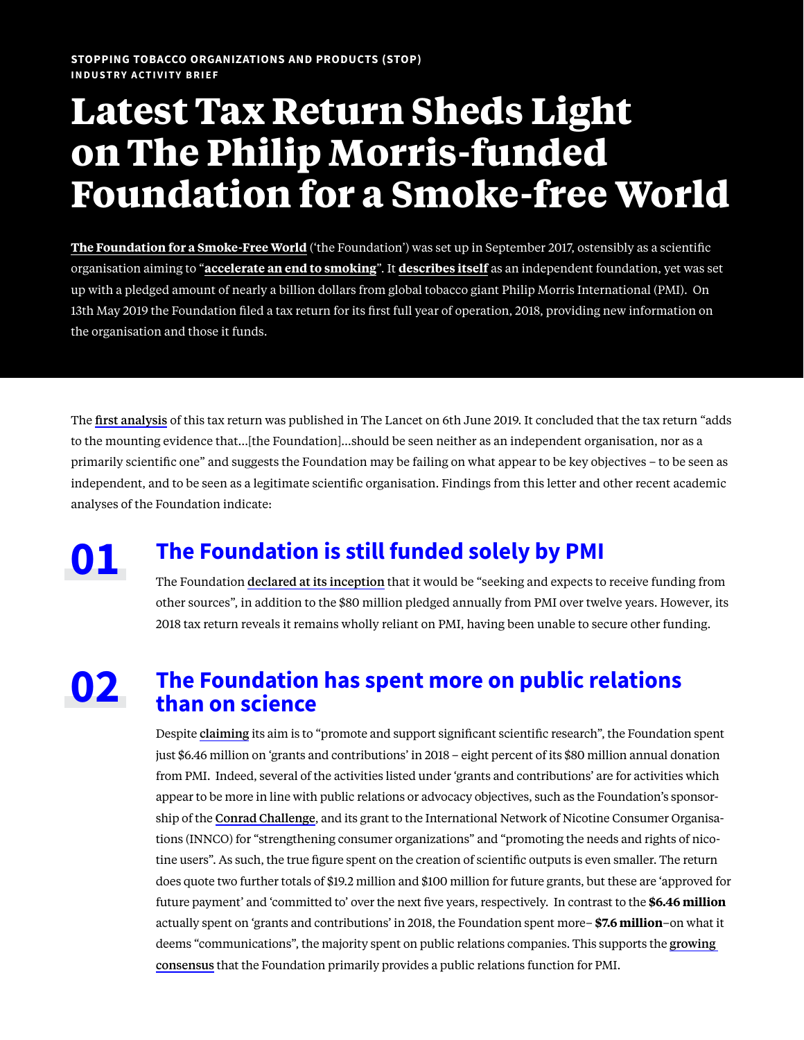STOPPING TOBACCO ORGANIZATIONS AND PRODUCTS (STOP)
INDUSTRY ACTIVITY BRIEF

# Latest Tax Return Sheds Light on The Philip Morris-funded Foundation for a Smoke-free World

**The Foundation for a Smoke-Free World** ('the Foundation') was set up in September 2017, ostensibly as a scientific organisation aiming to "**accelerate an end to smoking**". It **describes itself** as an independent foundation, yet was set up with a pledged amount of nearly a billion dollars from global tobacco giant Philip Morris International (PMI). On 13th May 2019 the Foundation filed a tax return for its first full year of operation, 2018, providing new information on the organisation and those it funds.

The first analysis of this tax return was published in The Lancet on 6th June 2019. It concluded that the tax return "adds to the mounting evidence that...[the Foundation]...should be seen neither as an independent organisation, nor as a primarily scientific one" and suggests the Foundation may be failing on what appear to be key objectives – to be seen as independent, and to be seen as a legitimate scientific organisation. Findings from this letter and other recent academic analyses of the Foundation indicate:

## 01 The Foundation is still funded solely by PMI

The Foundation declared at its inception that it would be "seeking and expects to receive funding from other sources", in addition to the $80 million pledged annually from PMI over twelve years. However, its 2018 tax return reveals it remains wholly reliant on PMI, having been unable to secure other funding.

## 02 The Foundation has spent more on public relations than on science

Despite claiming its aim is to "promote and support significant scientific research", the Foundation spent just $6.46 million on 'grants and contributions' in 2018 – eight percent of its $80 million annual donation from PMI. Indeed, several of the activities listed under 'grants and contributions' are for activities which appear to be more in line with public relations or advocacy objectives, such as the Foundation's sponsorship of the Conrad Challenge, and its grant to the International Network of Nicotine Consumer Organisations (INNCO) for "strengthening consumer organizations" and "promoting the needs and rights of nicotine users". As such, the true figure spent on the creation of scientific outputs is even smaller. The return does quote two further totals of $19.2 million and $100 million for future grants, but these are 'approved for future payment' and 'committed to' over the next five years, respectively. In contrast to the **$6.46 million** actually spent on 'grants and contributions' in 2018, the Foundation spent more– **$7.6 million**–on what it deems "communications", the majority spent on public relations companies. This supports the growing consensus that the Foundation primarily provides a public relations function for PMI.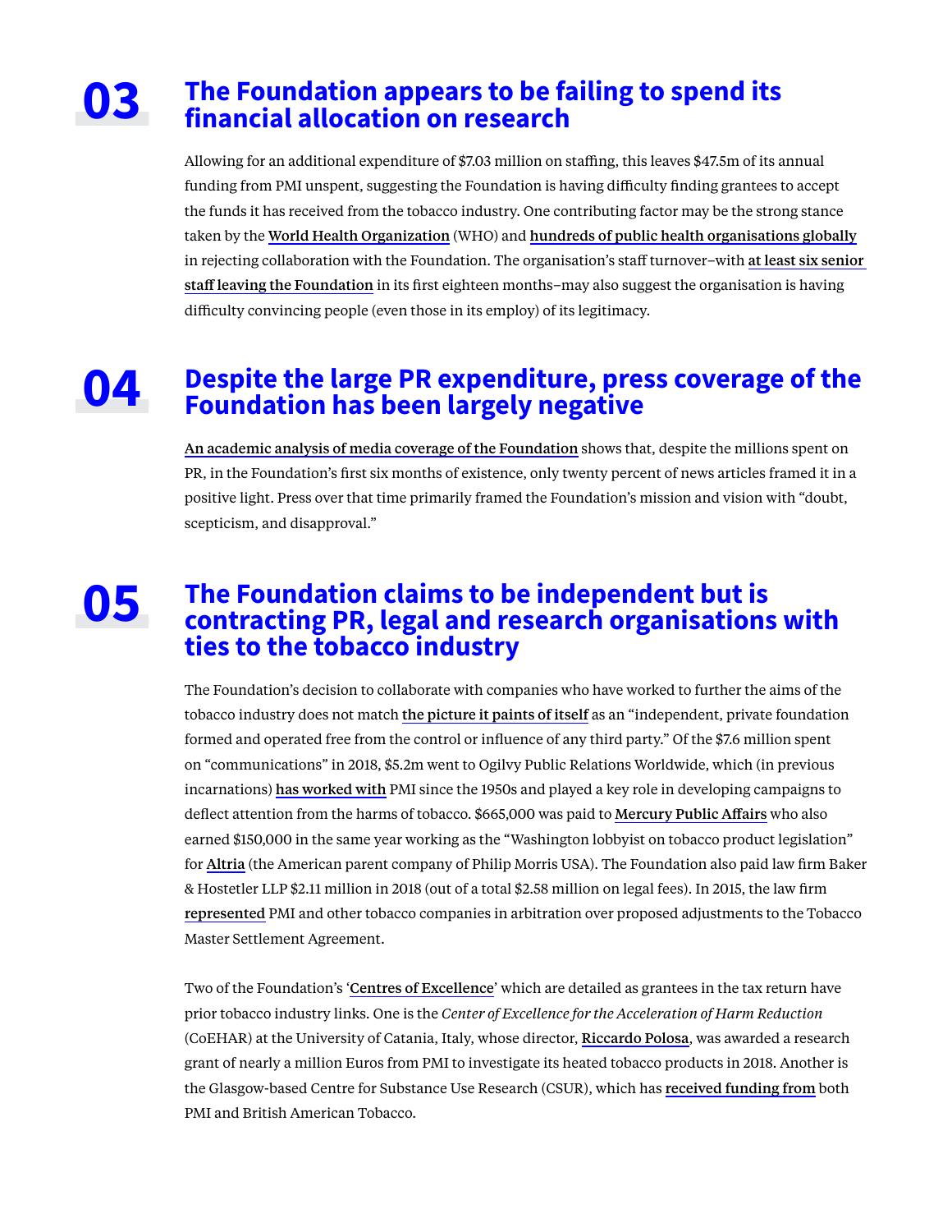## 03 The Foundation appears to be failing to spend its financial allocation on research

Allowing for an additional expenditure of $7.03 million on staffing, this leaves $47.5m of its annual funding from PMI unspent, suggesting the Foundation is having difficulty finding grantees to accept the funds it has received from the tobacco industry. One contributing factor may be the strong stance taken by the World Health Organization (WHO) and hundreds of public health organisations globally in rejecting collaboration with the Foundation. The organisation's staff turnover–with at least six senior staff leaving the Foundation in its first eighteen months–may also suggest the organisation is having difficulty convincing people (even those in its employ) of its legitimacy.

## 04 Despite the large PR expenditure, press coverage of the Foundation has been largely negative

An academic analysis of media coverage of the Foundation shows that, despite the millions spent on PR, in the Foundation's first six months of existence, only twenty percent of news articles framed it in a positive light. Press over that time primarily framed the Foundation's mission and vision with "doubt, scepticism, and disapproval."

## 05 The Foundation claims to be independent but is contracting PR, legal and research organisations with ties to the tobacco industry

The Foundation's decision to collaborate with companies who have worked to further the aims of the tobacco industry does not match the picture it paints of itself as an "independent, private foundation formed and operated free from the control or influence of any third party." Of the $7.6 million spent on "communications" in 2018, $5.2m went to Ogilvy Public Relations Worldwide, which (in previous incarnations) has worked with PMI since the 1950s and played a key role in developing campaigns to deflect attention from the harms of tobacco. $665,000 was paid to Mercury Public Affairs who also earned $150,000 in the same year working as the "Washington lobbyist on tobacco product legislation" for Altria (the American parent company of Philip Morris USA). The Foundation also paid law firm Baker & Hostetler LLP $2.11 million in 2018 (out of a total $2.58 million on legal fees). In 2015, the law firm represented PMI and other tobacco companies in arbitration over proposed adjustments to the Tobacco Master Settlement Agreement.

Two of the Foundation's 'Centres of Excellence' which are detailed as grantees in the tax return have prior tobacco industry links. One is the *Center of Excellence for the Acceleration of Harm Reduction* (CoEHAR) at the University of Catania, Italy, whose director, Riccardo Polosa, was awarded a research grant of nearly a million Euros from PMI to investigate its heated tobacco products in 2018. Another is the Glasgow-based Centre for Substance Use Research (CSUR), which has received funding from both PMI and British American Tobacco.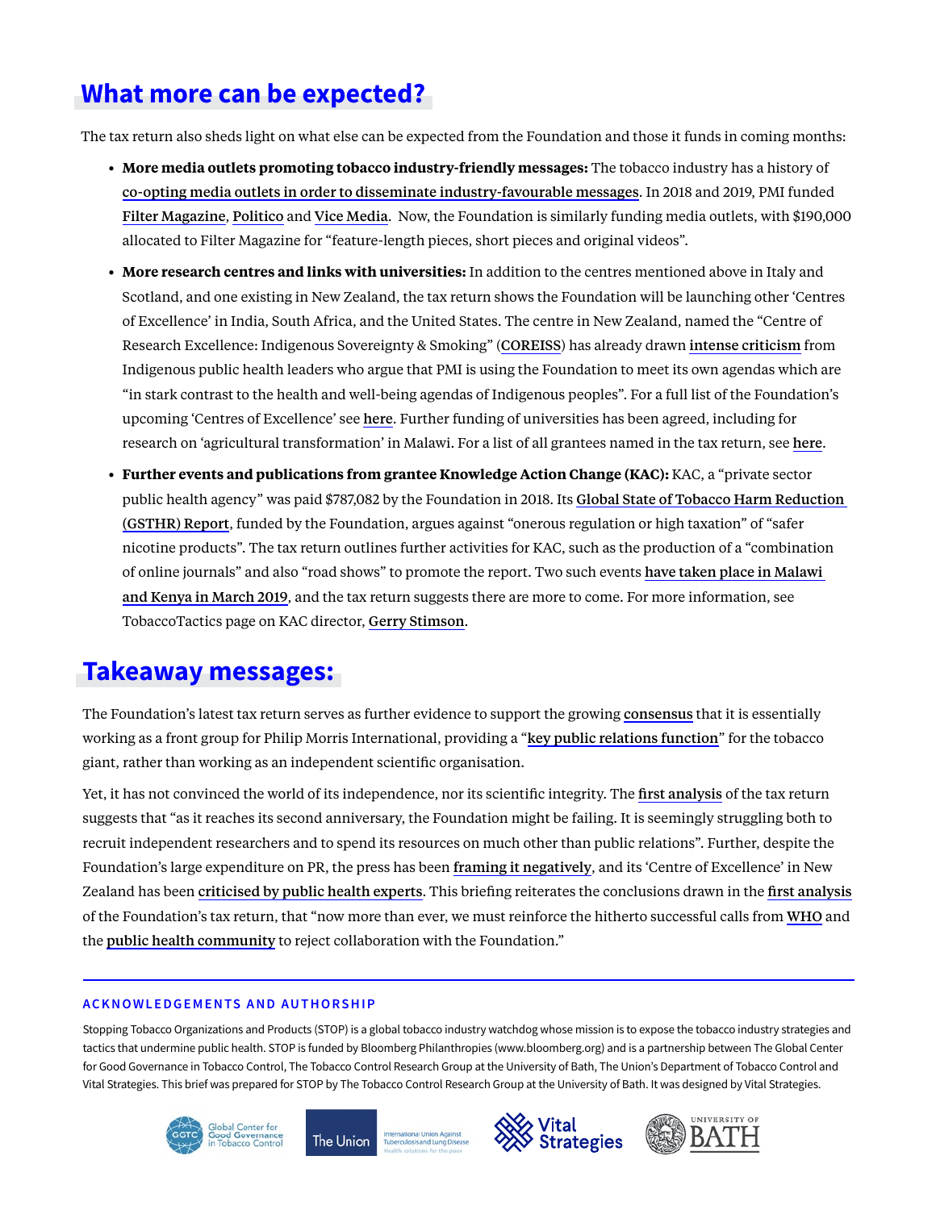## What more can be expected?

The tax return also sheds light on what else can be expected from the Foundation and those it funds in coming months:

- **More media outlets promoting tobacco industry-friendly messages:** The tobacco industry has a history of co-opting media outlets in order to disseminate industry-favourable messages. In 2018 and 2019, PMI funded Filter Magazine, Politico and Vice Media. Now, the Foundation is similarly funding media outlets, with $190,000 allocated to Filter Magazine for "feature-length pieces, short pieces and original videos".
- **More research centres and links with universities:** In addition to the centres mentioned above in Italy and Scotland, and one existing in New Zealand, the tax return shows the Foundation will be launching other 'Centres of Excellence' in India, South Africa, and the United States. The centre in New Zealand, named the "Centre of Research Excellence: Indigenous Sovereignty & Smoking" (COREISS) has already drawn intense criticism from Indigenous public health leaders who argue that PMI is using the Foundation to meet its own agendas which are "in stark contrast to the health and well-being agendas of Indigenous peoples". For a full list of the Foundation's upcoming 'Centres of Excellence' see here. Further funding of universities has been agreed, including for research on 'agricultural transformation' in Malawi. For a list of all grantees named in the tax return, see here.
- **Further events and publications from grantee Knowledge Action Change (KAC):** KAC, a "private sector public health agency" was paid $787,082 by the Foundation in 2018. Its Global State of Tobacco Harm Reduction (GSTHR) Report, funded by the Foundation, argues against "onerous regulation or high taxation" of "safer nicotine products". The tax return outlines further activities for KAC, such as the production of a "combination of online journals" and also "road shows" to promote the report. Two such events have taken place in Malawi and Kenya in March 2019, and the tax return suggests there are more to come. For more information, see TobaccoTactics page on KAC director, Gerry Stimson.

## Takeaway messages:

The Foundation's latest tax return serves as further evidence to support the growing consensus that it is essentially working as a front group for Philip Morris International, providing a "key public relations function" for the tobacco giant, rather than working as an independent scientific organisation.

Yet, it has not convinced the world of its independence, nor its scientific integrity. The first analysis of the tax return suggests that "as it reaches its second anniversary, the Foundation might be failing. It is seemingly struggling both to recruit independent researchers and to spend its resources on much other than public relations". Further, despite the Foundation's large expenditure on PR, the press has been framing it negatively, and its 'Centre of Excellence' in New Zealand has been criticised by public health experts. This briefing reiterates the conclusions drawn in the first analysis of the Foundation's tax return, that "now more than ever, we must reinforce the hitherto successful calls from WHO and the public health community to reject collaboration with the Foundation."

---

**ACKNOWLEDGEMENTS AND AUTHORSHIP**

Stopping Tobacco Organizations and Products (STOP) is a global tobacco industry watchdog whose mission is to expose the tobacco industry strategies and tactics that undermine public health. STOP is funded by Bloomberg Philanthropies (www.bloomberg.org) and is a partnership between The Global Center for Good Governance in Tobacco Control, The Tobacco Control Research Group at the University of Bath, The Union's Department of Tobacco Control and Vital Strategies. This brief was prepared for STOP by The Tobacco Control Research Group at the University of Bath. It was designed by Vital Strategies.